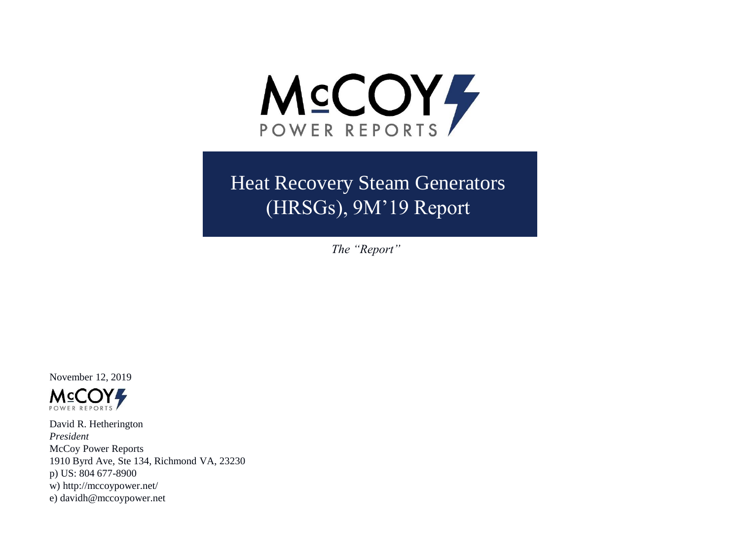# Heat Recovery Steam Generators (HRSGs), 9M'19 Report

*The "Report"*

November 12, 2019

David R. Hetherington
*President*
McCoy Power Reports
1910 Byrd Ave, Ste 134, Richmond VA, 23230
p) US: 804 677-8900
w) http://mccoypower.net/
e) davidh@mccoypower.net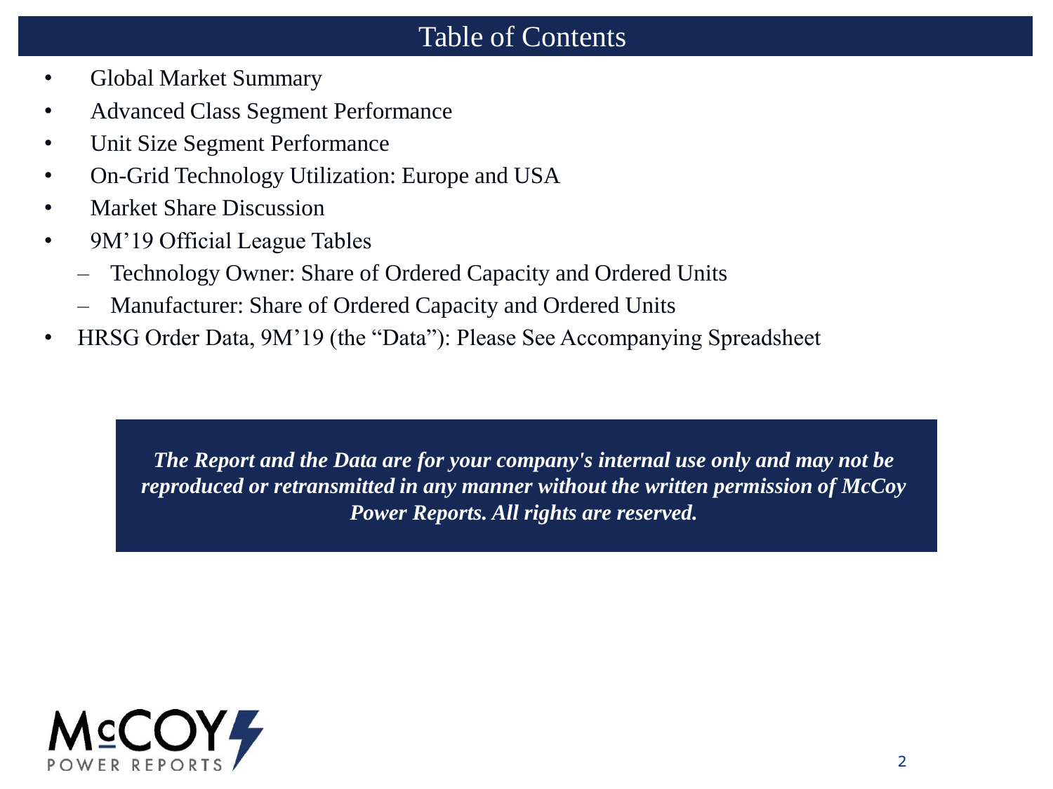# Table of Contents

- Global Market Summary
- Advanced Class Segment Performance
- Unit Size Segment Performance
- On-Grid Technology Utilization: Europe and USA
- Market Share Discussion
- 9M'19 Official League Tables
  - Technology Owner: Share of Ordered Capacity and Ordered Units
  - Manufacturer: Share of Ordered Capacity and Ordered Units
- HRSG Order Data, 9M'19 (the "Data"): Please See Accompanying Spreadsheet

***The Report and the Data are for your company's internal use only and may not be reproduced or retransmitted in any manner without the written permission of McCoy Power Reports. All rights are reserved.***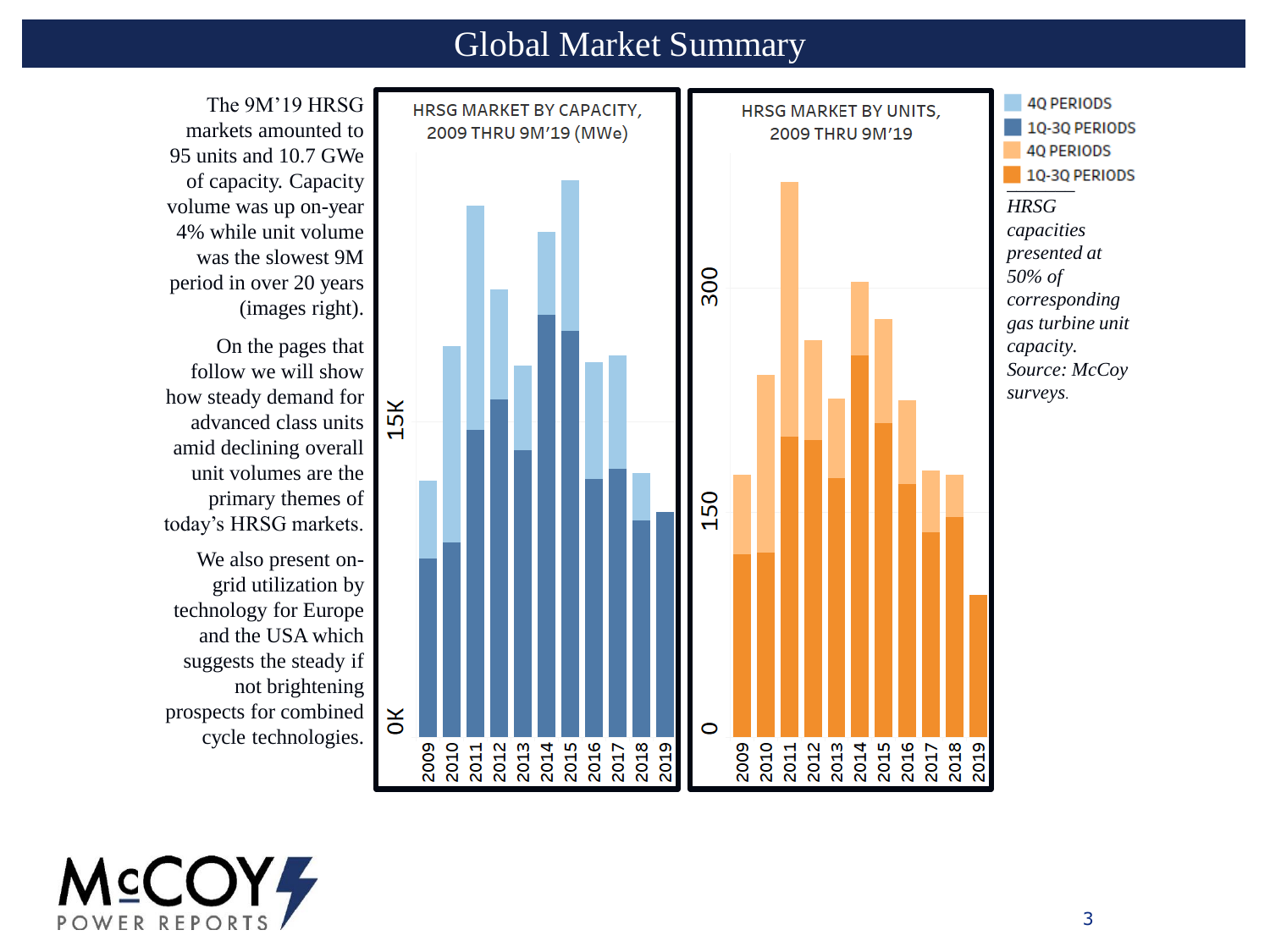# Global Market Summary

The 9M'19 HRSG markets amounted to 95 units and 10.7 GWe of capacity. Capacity volume was up on-year 4% while unit volume was the slowest 9M period in over 20 years (images right).

On the pages that follow we will show how steady demand for advanced class units amid declining overall unit volumes are the primary themes of today's HRSG markets.

We also present on-grid utilization by technology for Europe and the USA which suggests the steady if not brightening prospects for combined cycle technologies.

HRSG MARKET BY CAPACITY, 2009 THRU 9M'19 (MWe)

HRSG MARKET BY UNITS, 2009 THRU 9M'19

4Q PERIODS
1Q-3Q PERIODS
4Q PERIODS
1Q-3Q PERIODS

*HRSG capacities presented at 50% of corresponding gas turbine unit capacity. Source: McCoy surveys.*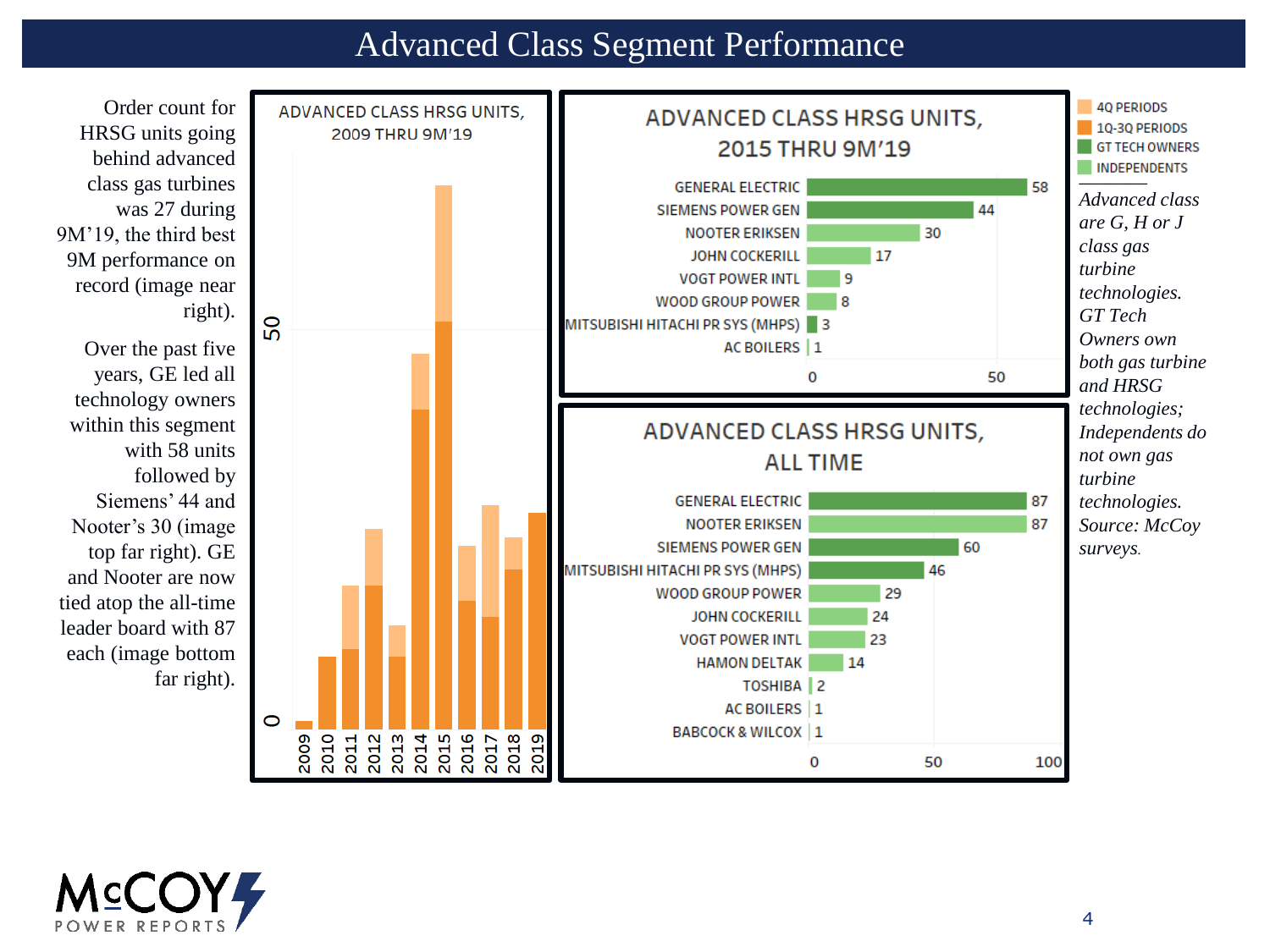# Advanced Class Segment Performance

Order count for HRSG units going behind advanced class gas turbines was 27 during 9M'19, the third best 9M performance on record (image near right).

Over the past five years, GE led all technology owners within this segment with 58 units followed by Siemens' 44 and Nooter's 30 (image top far right). GE and Nooter are now tied atop the all-time leader board with 87 each (image bottom far right).

**ADVANCED CLASS HRSG UNITS, 2009 THRU 9M'19**

(Bar chart by year 2009–2019, 4Q periods and 1Q-3Q periods)

**ADVANCED CLASS HRSG UNITS, 2015 THRU 9M'19**

| Company | Units |
|---|---|
| GENERAL ELECTRIC | 58 |
| SIEMENS POWER GEN | 44 |
| NOOTER ERIKSEN | 30 |
| JOHN COCKERILL | 17 |
| VOGT POWER INTL | 9 |
| WOOD GROUP POWER | 8 |
| MITSUBISHI HITACHI PR SYS (MHPS) | 3 |
| AC BOILERS | 1 |

**ADVANCED CLASS HRSG UNITS, ALL TIME**

| Company | Units |
|---|---|
| GENERAL ELECTRIC | 87 |
| NOOTER ERIKSEN | 87 |
| SIEMENS POWER GEN | 60 |
| MITSUBISHI HITACHI PR SYS (MHPS) | 46 |
| WOOD GROUP POWER | 29 |
| JOHN COCKERILL | 24 |
| VOGT POWER INTL | 23 |
| HAMON DELTAK | 14 |
| TOSHIBA | 2 |
| AC BOILERS | 1 |
| BABCOCK & WILCOX | 1 |

4Q PERIODS
1Q-3Q PERIODS
GT TECH OWNERS
INDEPENDENTS

*Advanced class are G, H or J class gas turbine technologies. GT Tech Owners own both gas turbine and HRSG technologies; Independents do not own gas turbine technologies. Source: McCoy surveys.*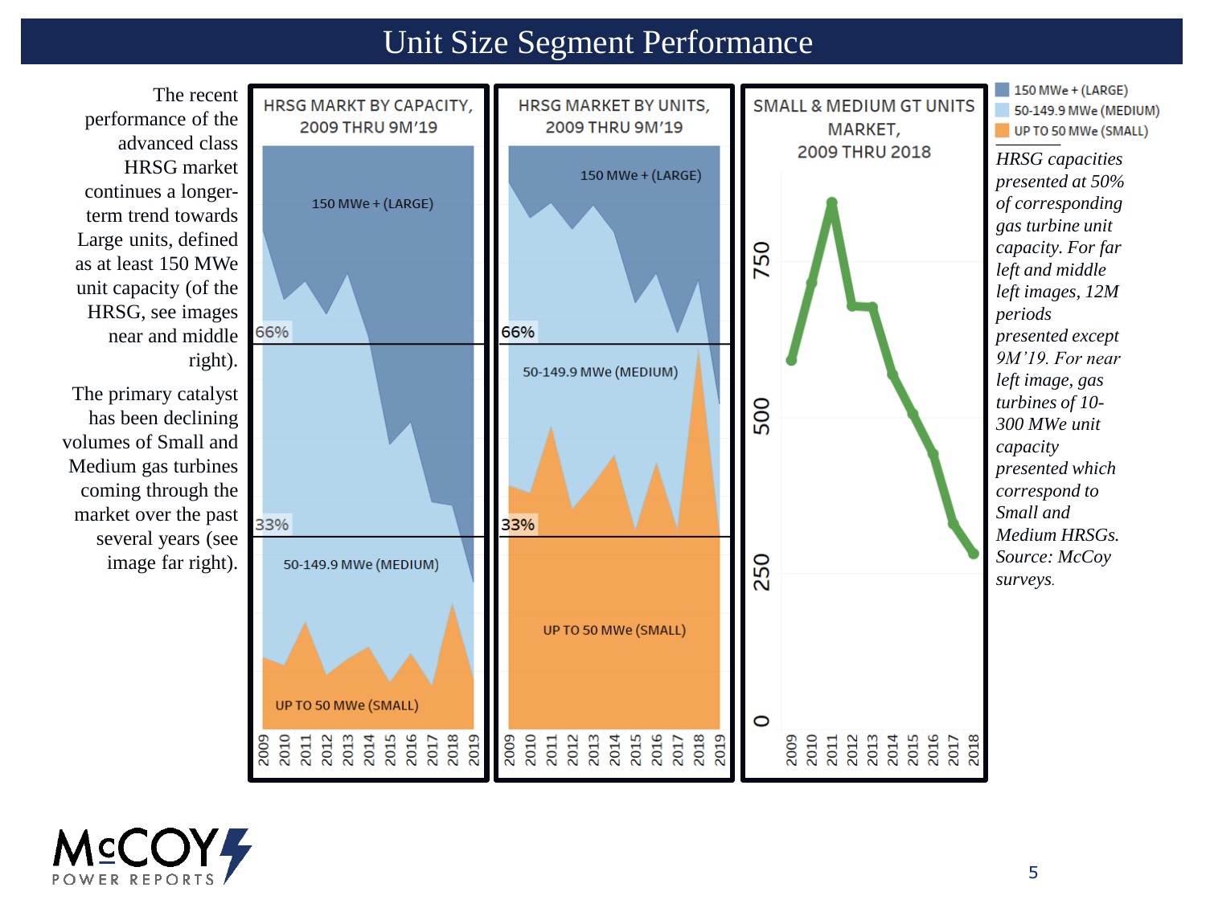# Unit Size Segment Performance

The recent performance of the advanced class HRSG market continues a longer-term trend towards Large units, defined as at least 150 MWe unit capacity (of the HRSG, see images near and middle right).

The primary catalyst has been declining volumes of Small and Medium gas turbines coming through the market over the past several years (see image far right).

HRSG MARKT BY CAPACITY, 2009 THRU 9M'19

HRSG MARKET BY UNITS, 2009 THRU 9M'19

SMALL & MEDIUM GT UNITS MARKET, 2009 THRU 2018

- 150 MWe + (LARGE)
- 50-149.9 MWe (MEDIUM)
- UP TO 50 MWe (SMALL)

*HRSG capacities presented at 50% of corresponding gas turbine unit capacity. For far left and middle left images, 12M periods presented except 9M'19. For near left image, gas turbines of 10-300 MWe unit capacity presented which correspond to Small and Medium HRSGs. Source: McCoy surveys.*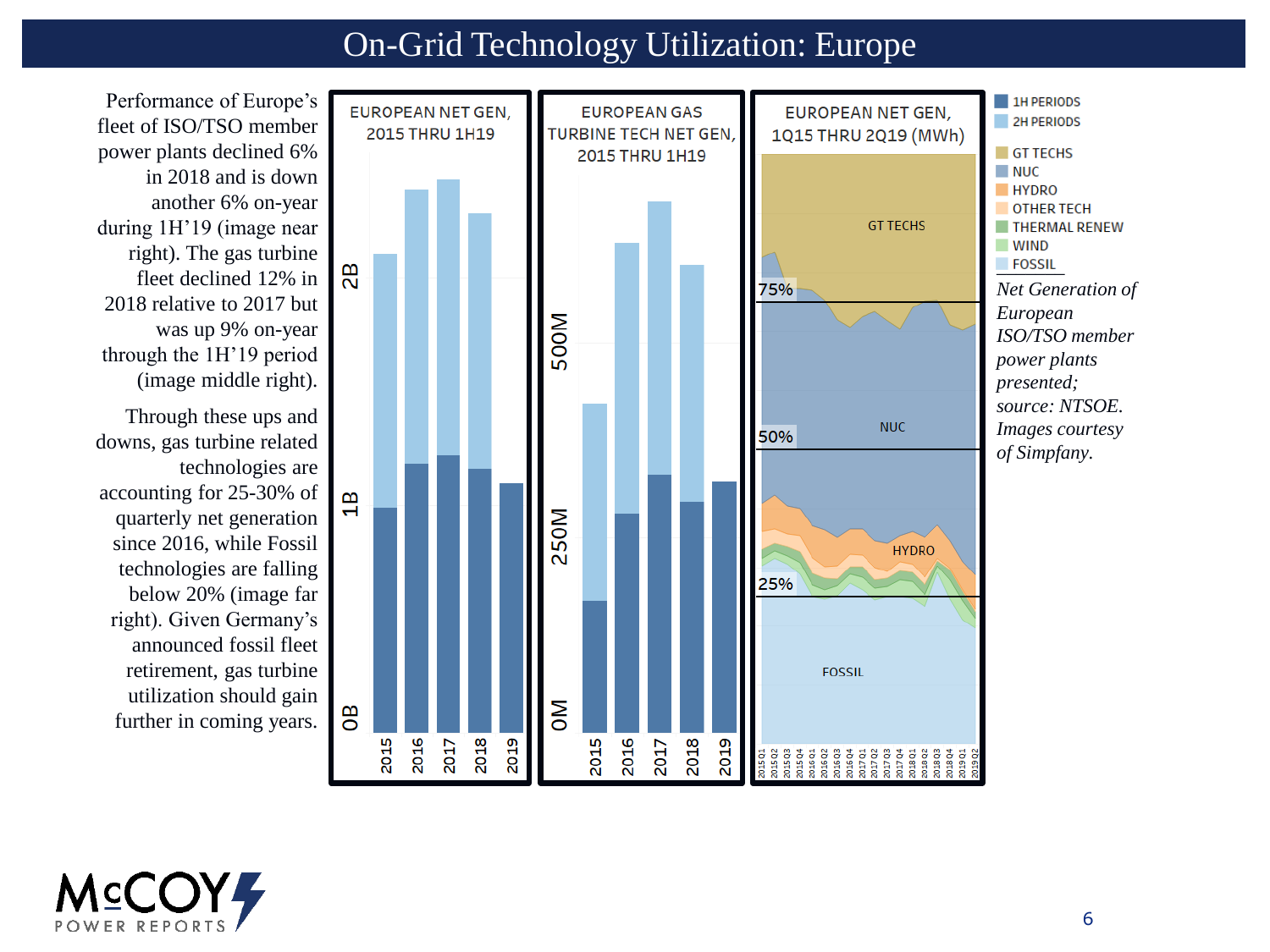# On-Grid Technology Utilization: Europe

Performance of Europe's fleet of ISO/TSO member power plants declined 6% in 2018 and is down another 6% on-year during 1H'19 (image near right). The gas turbine fleet declined 12% in 2018 relative to 2017 but was up 9% on-year through the 1H'19 period (image middle right).

Through these ups and downs, gas turbine related technologies are accounting for 25-30% of quarterly net generation since 2016, while Fossil technologies are falling below 20% (image far right). Given Germany's announced fossil fleet retirement, gas turbine utilization should gain further in coming years.

*Net Generation of European ISO/TSO member power plants presented; source: NTSOE. Images courtesy of Simpfany.*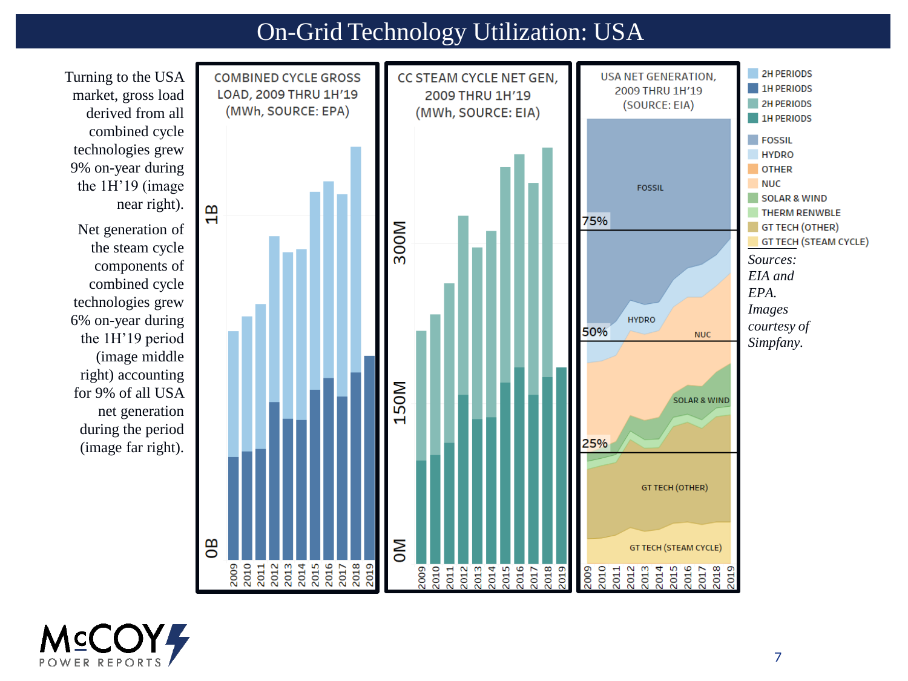# On-Grid Technology Utilization: USA

Turning to the USA market, gross load derived from all combined cycle technologies grew 9% on-year during the 1H'19 (image near right).

Net generation of the steam cycle components of combined cycle technologies grew 6% on-year during the 1H'19 period (image middle right) accounting for 9% of all USA net generation during the period (image far right).

COMBINED CYCLE GROSS LOAD, 2009 THRU 1H'19 (MWh, SOURCE: EPA)

CC STEAM CYCLE NET GEN, 2009 THRU 1H'19 (MWh, SOURCE: EIA)

USA NET GENERATION, 2009 THRU 1H'19 (SOURCE: EIA)

*Sources: EIA and EPA. Images courtesy of Simpfany.*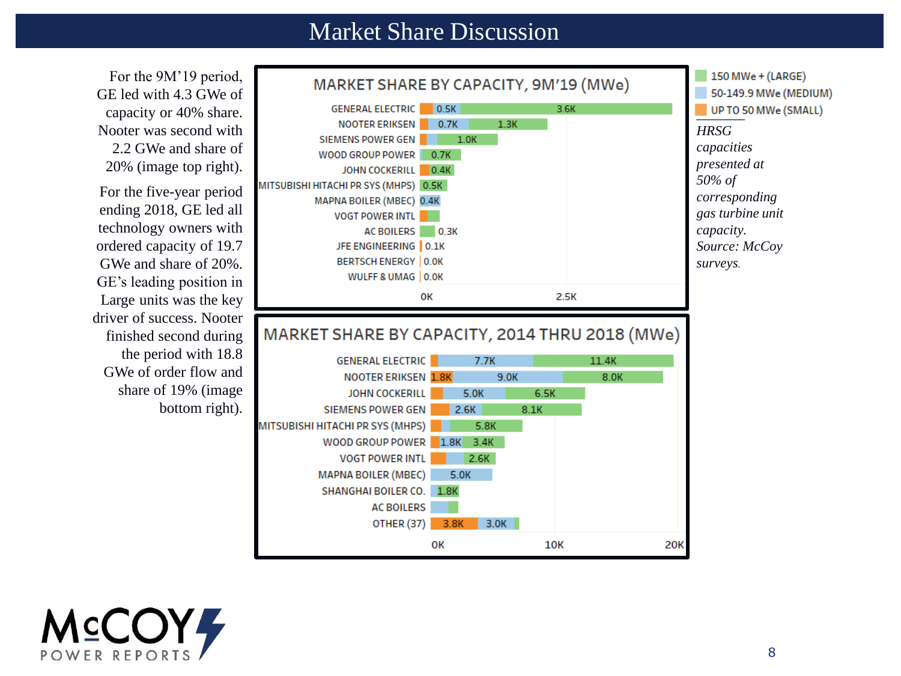# Market Share Discussion

For the 9M'19 period, GE led with 4.3 GWe of capacity or 40% share. Nooter was second with 2.2 GWe and share of 20% (image top right).

For the five-year period ending 2018, GE led all technology owners with ordered capacity of 19.7 GWe and share of 20%. GE's leading position in Large units was the key driver of success. Nooter finished second during the period with 18.8 GWe of order flow and share of 19% (image bottom right).

**MARKET SHARE BY CAPACITY, 9M'19 (MWe)**

| Company | UP TO 50 MWe (SMALL) | 50-149.9 MWe (MEDIUM) | 150 MWe + (LARGE) |
|---|---|---|---|
| GENERAL ELECTRIC | | 0.5K | 3.6K |
| NOOTER ERIKSEN | | 0.7K | 1.3K |
| SIEMENS POWER GEN | | | 1.0K |
| WOOD GROUP POWER | | | 0.7K |
| JOHN COCKERILL | | | 0.4K |
| MITSUBISHI HITACHI PR SYS (MHPS) | | | 0.5K |
| MAPNA BOILER (MBEC) | | 0.4K | |
| VOGT POWER INTL | | | |
| AC BOILERS | | | 0.3K |
| JFE ENGINEERING | 0.1K | | |
| BERTSCH ENERGY | 0.0K | | |
| WULFF & UMAG | 0.0K | | |

**MARKET SHARE BY CAPACITY, 2014 THRU 2018 (MWe)**

| Company | UP TO 50 MWe (SMALL) | 50-149.9 MWe (MEDIUM) | 150 MWe + (LARGE) |
|---|---|---|---|
| GENERAL ELECTRIC | | 7.7K | 11.4K |
| NOOTER ERIKSEN | 1.8K | 9.0K | 8.0K |
| JOHN COCKERILL | | 5.0K | 6.5K |
| SIEMENS POWER GEN | | 2.6K | 8.1K |
| MITSUBISHI HITACHI PR SYS (MHPS) | | | 5.8K |
| WOOD GROUP POWER | | 1.8K | 3.4K |
| VOGT POWER INTL | | | 2.6K |
| MAPNA BOILER (MBEC) | | 5.0K | |
| SHANGHAI BOILER CO. | | 1.8K | |
| AC BOILERS | | | |
| OTHER (37) | 3.8K | 3.0K | |

*HRSG capacities presented at 50% of corresponding gas turbine unit capacity. Source: McCoy surveys.*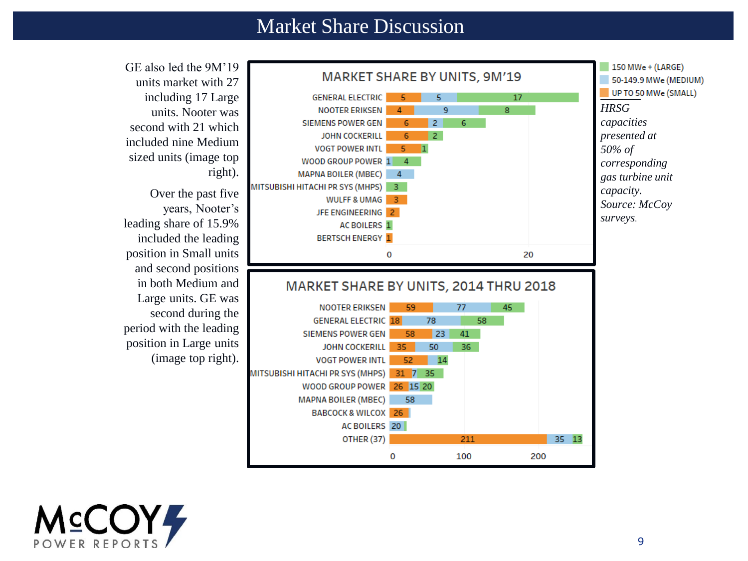# Market Share Discussion

GE also led the 9M'19 units market with 27 including 17 Large units. Nooter was second with 21 which included nine Medium sized units (image top right).

Over the past five years, Nooter's leading share of 15.9% included the leading position in Small units and second positions in both Medium and Large units. GE was second during the period with the leading position in Large units (image top right).

## MARKET SHARE BY UNITS, 9M'19

| | UP TO 50 MWe (SMALL) | 50-149.9 MWe (MEDIUM) | 150 MWe + (LARGE) |
|---|---|---|---|
| GENERAL ELECTRIC | 5 | 5 | 17 |
| NOOTER ERIKSEN | 4 | 9 | 8 |
| SIEMENS POWER GEN | 6 | 2 | 6 |
| JOHN COCKERILL | 6 | | 2 |
| VOGT POWER INTL | 5 | | 1 |
| WOOD GROUP POWER | | 1 | 4 |
| MAPNA BOILER (MBEC) | | 4 | |
| MITSUBISHI HITACHI PR SYS (MHPS) | | | 3 |
| WULFF & UMAG | 3 | | |
| JFE ENGINEERING | 2 | | |
| AC BOILERS | | | 1 |
| BERTSCH ENERGY | 1 | | |

## MARKET SHARE BY UNITS, 2014 THRU 2018

| | UP TO 50 MWe (SMALL) | 50-149.9 MWe (MEDIUM) | 150 MWe + (LARGE) |
|---|---|---|---|
| NOOTER ERIKSEN | 59 | 77 | 45 |
| GENERAL ELECTRIC | 18 | 78 | 58 |
| SIEMENS POWER GEN | 58 | 23 | 41 |
| JOHN COCKERILL | 35 | 50 | 36 |
| VOGT POWER INTL | 52 | | 14 |
| MITSUBISHI HITACHI PR SYS (MHPS) | 31 | 7 | 35 |
| WOOD GROUP POWER | 26 | 15 | 20 |
| MAPNA BOILER (MBEC) | | 58 | |
| BABCOCK & WILCOX | 26 | | |
| AC BOILERS | | 20 | |
| OTHER (37) | 211 | 35 | 13 |

*HRSG capacities presented at 50% of corresponding gas turbine unit capacity. Source: McCoy surveys.*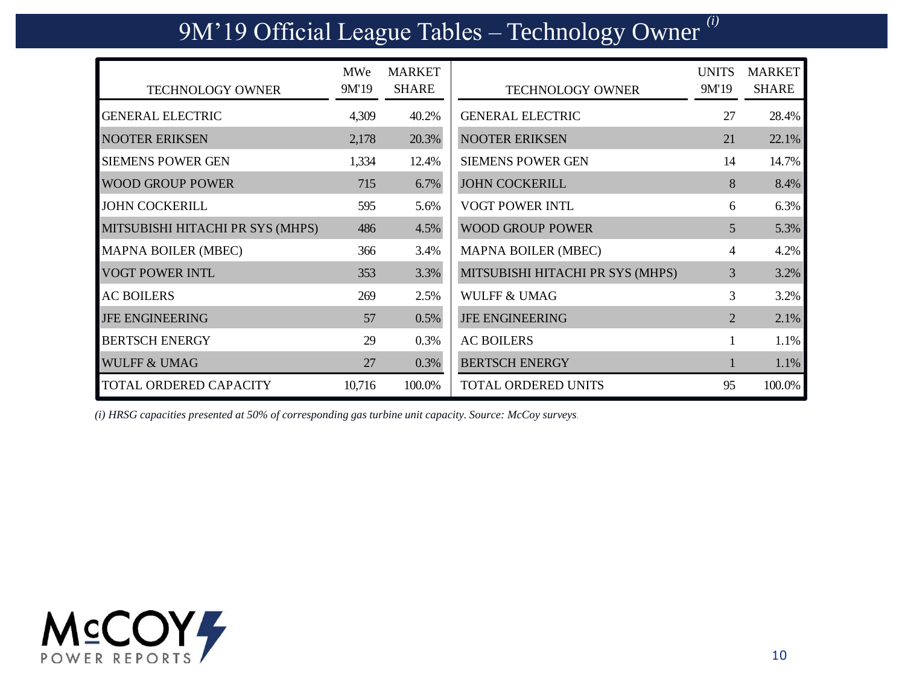# 9M'19 Official League Tables – Technology Owner [(i)]

| TECHNOLOGY OWNER | MWe 9M'19 | MARKET SHARE |
|---|---|---|
| GENERAL ELECTRIC | 4,309 | 40.2% |
| NOOTER ERIKSEN | 2,178 | 20.3% |
| SIEMENS POWER GEN | 1,334 | 12.4% |
| WOOD GROUP POWER | 715 | 6.7% |
| JOHN COCKERILL | 595 | 5.6% |
| MITSUBISHI HITACHI PR SYS (MHPS) | 486 | 4.5% |
| MAPNA BOILER (MBEC) | 366 | 3.4% |
| VOGT POWER INTL | 353 | 3.3% |
| AC BOILERS | 269 | 2.5% |
| JFE ENGINEERING | 57 | 0.5% |
| BERTSCH ENERGY | 29 | 0.3% |
| WULFF & UMAG | 27 | 0.3% |
| TOTAL ORDERED CAPACITY | 10,716 | 100.0% |

| TECHNOLOGY OWNER | UNITS 9M'19 | MARKET SHARE |
|---|---|---|
| GENERAL ELECTRIC | 27 | 28.4% |
| NOOTER ERIKSEN | 21 | 22.1% |
| SIEMENS POWER GEN | 14 | 14.7% |
| JOHN COCKERILL | 8 | 8.4% |
| VOGT POWER INTL | 6 | 6.3% |
| WOOD GROUP POWER | 5 | 5.3% |
| MAPNA BOILER (MBEC) | 4 | 4.2% |
| MITSUBISHI HITACHI PR SYS (MHPS) | 3 | 3.2% |
| WULFF & UMAG | 3 | 3.2% |
| JFE ENGINEERING | 2 | 2.1% |
| AC BOILERS | 1 | 1.1% |
| BERTSCH ENERGY | 1 | 1.1% |
| TOTAL ORDERED UNITS | 95 | 100.0% |

*(i) HRSG capacities presented at 50% of corresponding gas turbine unit capacity. Source: McCoy surveys.*

McCOY POWER REPORTS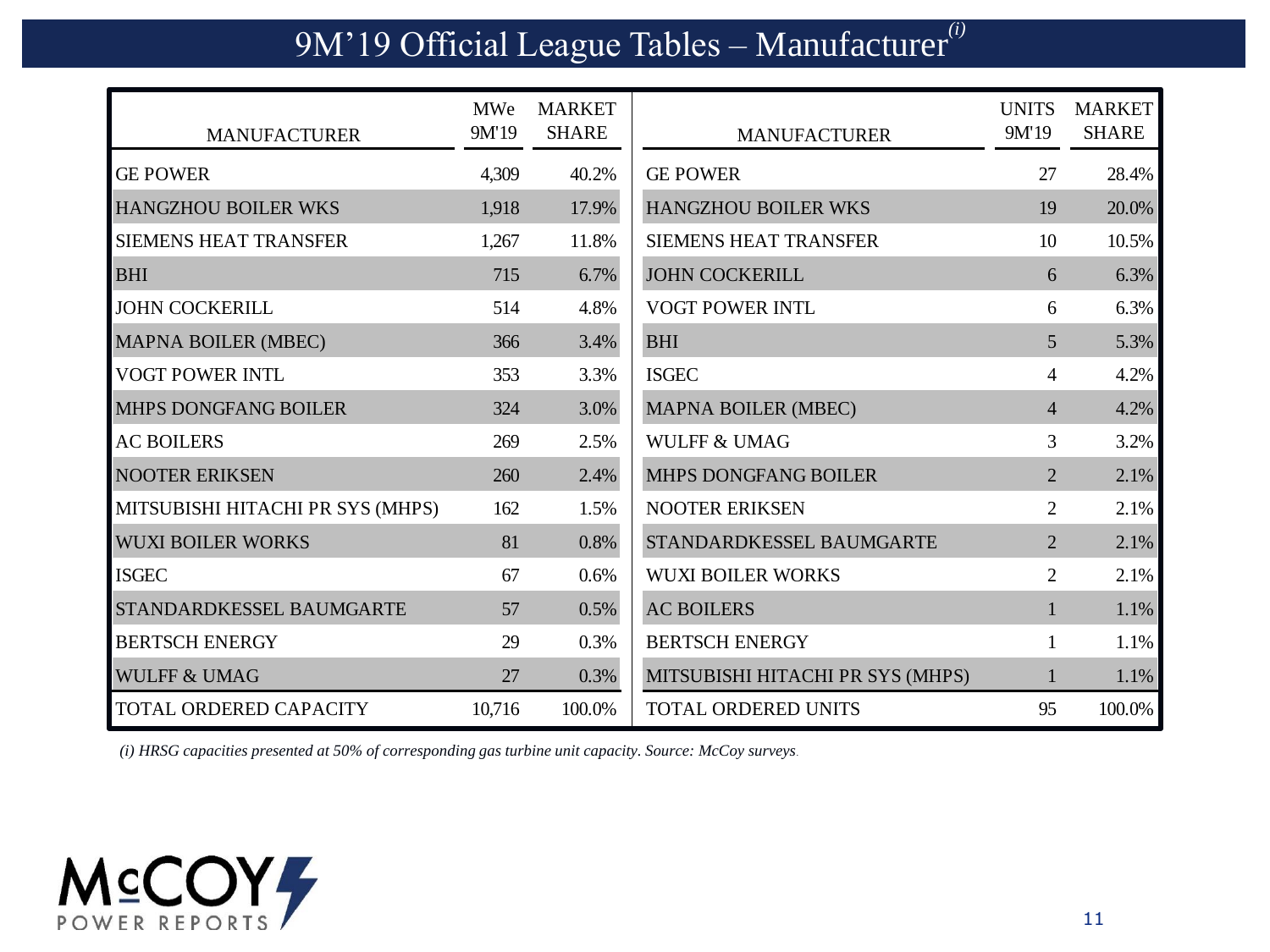# 9M'19 Official League Tables – Manufacturer[(i)]

| MANUFACTURER | MWe 9M'19 | MARKET SHARE |
|---|---|---|
| GE POWER | 4,309 | 40.2% |
| HANGZHOU BOILER WKS | 1,918 | 17.9% |
| SIEMENS HEAT TRANSFER | 1,267 | 11.8% |
| BHI | 715 | 6.7% |
| JOHN COCKERILL | 514 | 4.8% |
| MAPNA BOILER (MBEC) | 366 | 3.4% |
| VOGT POWER INTL | 353 | 3.3% |
| MHPS DONGFANG BOILER | 324 | 3.0% |
| AC BOILERS | 269 | 2.5% |
| NOOTER ERIKSEN | 260 | 2.4% |
| MITSUBISHI HITACHI PR SYS (MHPS) | 162 | 1.5% |
| WUXI BOILER WORKS | 81 | 0.8% |
| ISGEC | 67 | 0.6% |
| STANDARDKESSEL BAUMGARTE | 57 | 0.5% |
| BERTSCH ENERGY | 29 | 0.3% |
| WULFF & UMAG | 27 | 0.3% |
| TOTAL ORDERED CAPACITY | 10,716 | 100.0% |

| MANUFACTURER | UNITS 9M'19 | MARKET SHARE |
|---|---|---|
| GE POWER | 27 | 28.4% |
| HANGZHOU BOILER WKS | 19 | 20.0% |
| SIEMENS HEAT TRANSFER | 10 | 10.5% |
| JOHN COCKERILL | 6 | 6.3% |
| VOGT POWER INTL | 6 | 6.3% |
| BHI | 5 | 5.3% |
| ISGEC | 4 | 4.2% |
| MAPNA BOILER (MBEC) | 4 | 4.2% |
| WULFF & UMAG | 3 | 3.2% |
| MHPS DONGFANG BOILER | 2 | 2.1% |
| NOOTER ERIKSEN | 2 | 2.1% |
| STANDARDKESSEL BAUMGARTE | 2 | 2.1% |
| WUXI BOILER WORKS | 2 | 2.1% |
| AC BOILERS | 1 | 1.1% |
| BERTSCH ENERGY | 1 | 1.1% |
| MITSUBISHI HITACHI PR SYS (MHPS) | 1 | 1.1% |
| TOTAL ORDERED UNITS | 95 | 100.0% |

*(i) HRSG capacities presented at 50% of corresponding gas turbine unit capacity. Source: McCoy surveys.*

McCOY POWER REPORTS